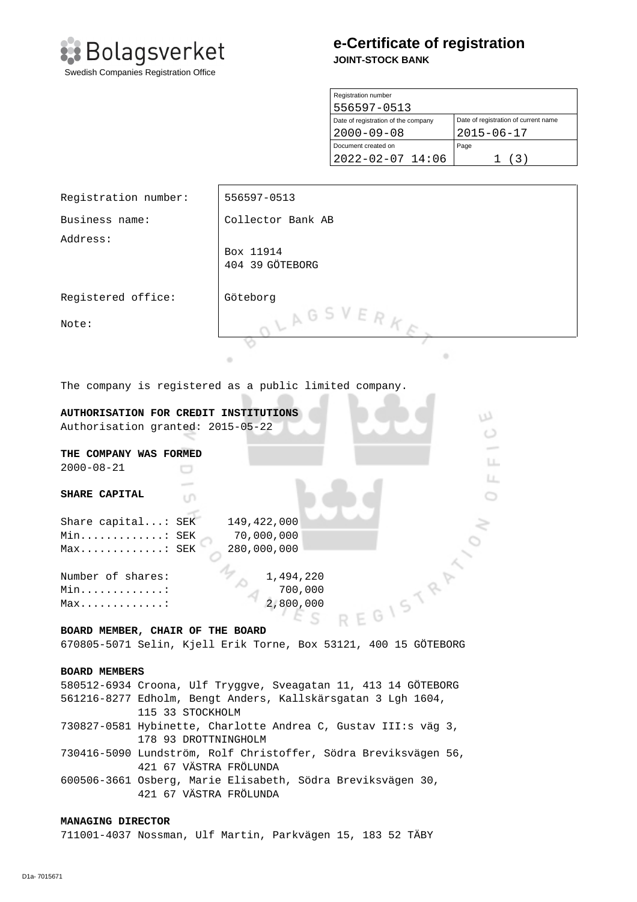# e-Certificate of registration

**JOINT-STOCK BANK**

Bolagsverket
Swedish Companies Registration Office

| Registration number | |
|---|---|
| 556597-0513 | |
| Date of registration of the company | Date of registration of current name |
| 2000-09-08 | 2015-06-17 |
| Document created on | Page |
| 2022-02-07 14:06 | 1 (3) |

| | |
|---|---|
| Registration number: | 556597-0513 |
| Business name: | Collector Bank AB |
| Address: | Box 11914<br>404 39 GÖTEBORG |
| Registered office: | Göteborg |
| Note: | |

The company is registered as a public limited company.

**AUTHORISATION FOR CREDIT INSTITUTIONS**

Authorisation granted: 2015-05-22

**THE COMPANY WAS FORMED**

2000-08-21

**SHARE CAPITAL**

```
Share capital...: SEK     149,422,000
Min.............: SEK      70,000,000
Max.............: SEK     280,000,000

Number of shares:           1,494,220
Min.............:             700,000
Max.............:           2,800,000
```

**BOARD MEMBER, CHAIR OF THE BOARD**

670805-5071 Selin, Kjell Erik Torne, Box 53121, 400 15 GÖTEBORG

**BOARD MEMBERS**

580512-6934 Croona, Ulf Tryggve, Sveagatan 11, 413 14 GÖTEBORG
561216-8277 Edholm, Bengt Anders, Kallskärsgatan 3 Lgh 1604, 115 33 STOCKHOLM
730827-0581 Hybinette, Charlotte Andrea C, Gustav III:s väg 3, 178 93 DROTTNINGHOLM
730416-5090 Lundström, Rolf Christoffer, Södra Breviksvägen 56, 421 67 VÄSTRA FRÖLUNDA
600506-3661 Osberg, Marie Elisabeth, Södra Breviksvägen 30, 421 67 VÄSTRA FRÖLUNDA

**MANAGING DIRECTOR**

711001-4037 Nossman, Ulf Martin, Parkvägen 15, 183 52 TÄBY

D1a- 7015671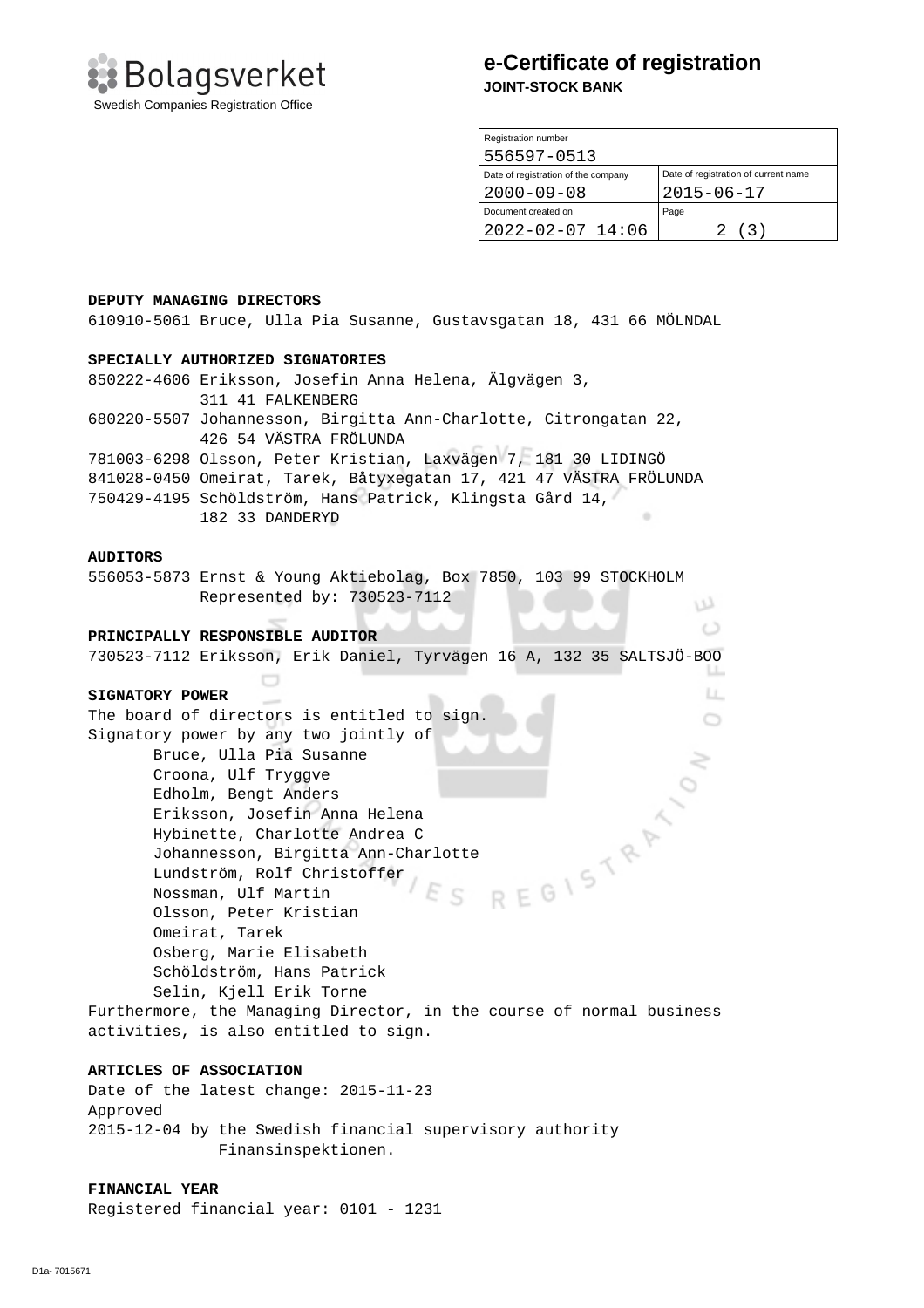# e-Certificate of registration

**JOINT-STOCK BANK**

| Registration number | |
|---|---|
| 556597-0513 | |
| Date of registration of the company | Date of registration of current name |
| 2000-09-08 | 2015-06-17 |
| Document created on | Page |
| 2022-02-07 14:06 | 2 (3) |

**DEPUTY MANAGING DIRECTORS**

610910-5061 Bruce, Ulla Pia Susanne, Gustavsgatan 18, 431 66 MÖLNDAL

**SPECIALLY AUTHORIZED SIGNATORIES**

850222-4606 Eriksson, Josefin Anna Helena, Älgvägen 3, 311 41 FALKENBERG
680220-5507 Johannesson, Birgitta Ann-Charlotte, Citrongatan 22, 426 54 VÄSTRA FRÖLUNDA
781003-6298 Olsson, Peter Kristian, Laxvägen 7, 181 30 LIDINGÖ
841028-0450 Omeirat, Tarek, Båtyxegatan 17, 421 47 VÄSTRA FRÖLUNDA
750429-4195 Schöldström, Hans Patrick, Klingsta Gård 14, 182 33 DANDERYD

**AUDITORS**

556053-5873 Ernst & Young Aktiebolag, Box 7850, 103 99 STOCKHOLM
Represented by: 730523-7112

**PRINCIPALLY RESPONSIBLE AUDITOR**

730523-7112 Eriksson, Erik Daniel, Tyrvägen 16 A, 132 35 SALTSJÖ-BOO

**SIGNATORY POWER**

The board of directors is entitled to sign.
Signatory power by any two jointly of

- Bruce, Ulla Pia Susanne
- Croona, Ulf Tryggve
- Edholm, Bengt Anders
- Eriksson, Josefin Anna Helena
- Hybinette, Charlotte Andrea C
- Johannesson, Birgitta Ann-Charlotte
- Lundström, Rolf Christoffer
- Nossman, Ulf Martin
- Olsson, Peter Kristian
- Omeirat, Tarek
- Osberg, Marie Elisabeth
- Schöldström, Hans Patrick
- Selin, Kjell Erik Torne

Furthermore, the Managing Director, in the course of normal business activities, is also entitled to sign.

**ARTICLES OF ASSOCIATION**

Date of the latest change: 2015-11-23
Approved
2015-12-04 by the Swedish financial supervisory authority Finansinspektionen.

**FINANCIAL YEAR**

Registered financial year: 0101 - 1231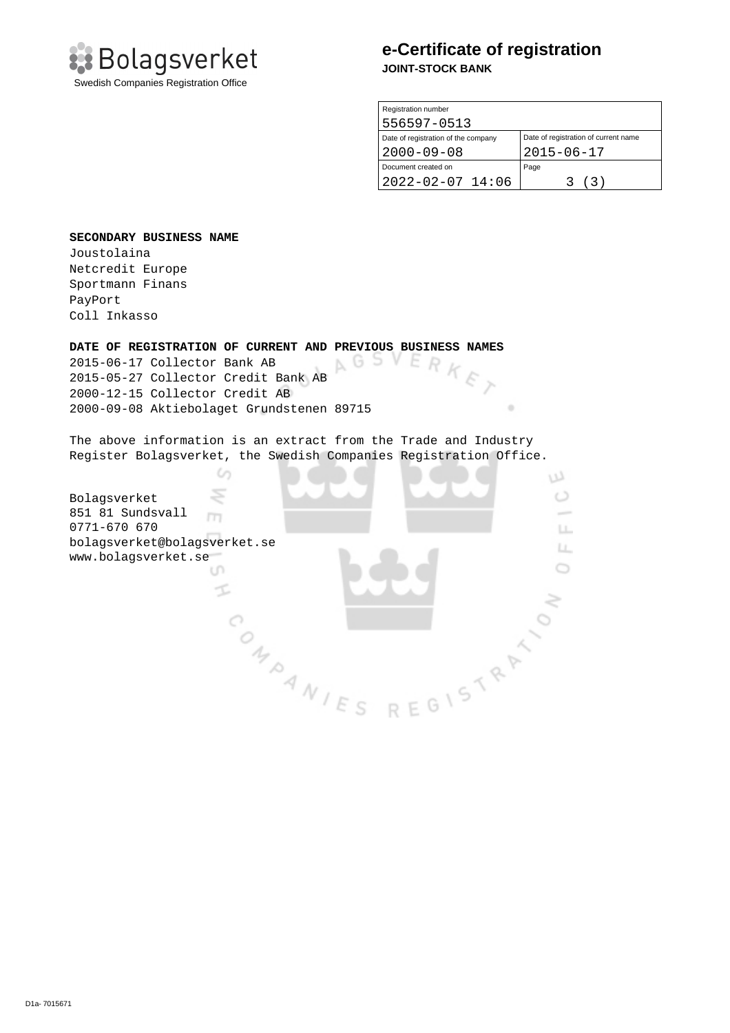**Bolagsverket**
Swedish Companies Registration Office

# e-Certificate of registration

**JOINT-STOCK BANK**

| Registration number | |
|---|---|
| 556597-0513 | |
| Date of registration of the company | Date of registration of current name |
| 2000-09-08 | 2015-06-17 |
| Document created on | Page |
| 2022-02-07 14:06 | 3 (3) |

**SECONDARY BUSINESS NAME**

Joustolaina
Netcredit Europe
Sportmann Finans
PayPort
Coll Inkasso

**DATE OF REGISTRATION OF CURRENT AND PREVIOUS BUSINESS NAMES**

2015-06-17 Collector Bank AB
2015-05-27 Collector Credit Bank AB
2000-12-15 Collector Credit AB
2000-09-08 Aktiebolaget Grundstenen 89715

The above information is an extract from the Trade and Industry Register Bolagsverket, the Swedish Companies Registration Office.

Bolagsverket
851 81 Sundsvall
0771-670 670
bolagsverket@bolagsverket.se
www.bolagsverket.se

D1a- 7015671